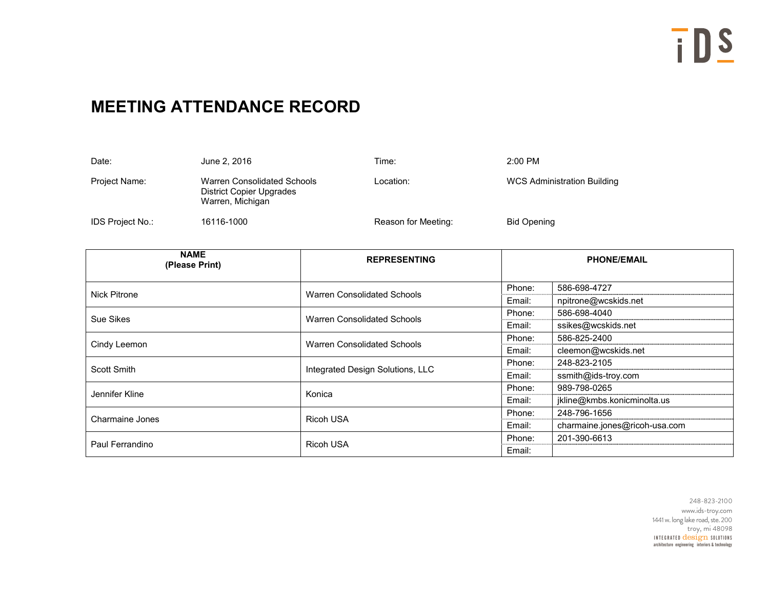# MEETING ATTENDANCE RECORD

| | | | |
|---|---|---|---|
| Date: | June 2, 2016 | Time: | 2:00 PM |
| Project Name: | Warren Consolidated Schools<br>District Copier Upgrades<br>Warren, Michigan | Location: | WCS Administration Building |
| IDS Project No.: | 16116-1000 | Reason for Meeting: | Bid Opening |

| NAME (Please Print) | REPRESENTING | PHONE/EMAIL | |
|---|---|---|---|
| Nick Pitrone | Warren Consolidated Schools | Phone: | 586-698-4727 |
| | | Email: | npitrone@wcskids.net |
| Sue Sikes | Warren Consolidated Schools | Phone: | 586-698-4040 |
| | | Email: | ssikes@wcskids.net |
| Cindy Leemon | Warren Consolidated Schools | Phone: | 586-825-2400 |
| | | Email: | cleemon@wcskids.net |
| Scott Smith | Integrated Design Solutions, LLC | Phone: | 248-823-2105 |
| | | Email: | ssmith@ids-troy.com |
| Jennifer Kline | Konica | Phone: | 989-798-0265 |
| | | Email: | jkline@kmbs.konicminolta.us |
| Charmaine Jones | Ricoh USA | Phone: | 248-796-1656 |
| | | Email: | charmaine.jones@ricoh-usa.com |
| Paul Ferrandino | Ricoh USA | Phone: | 201-390-6613 |
| | | Email: | |

248-823-2100
www.ids-troy.com
1441 w. long lake road, ste. 200
troy, mi 48098
INTEGRATED design SOLUTIONS
architecture engineering interiors & technology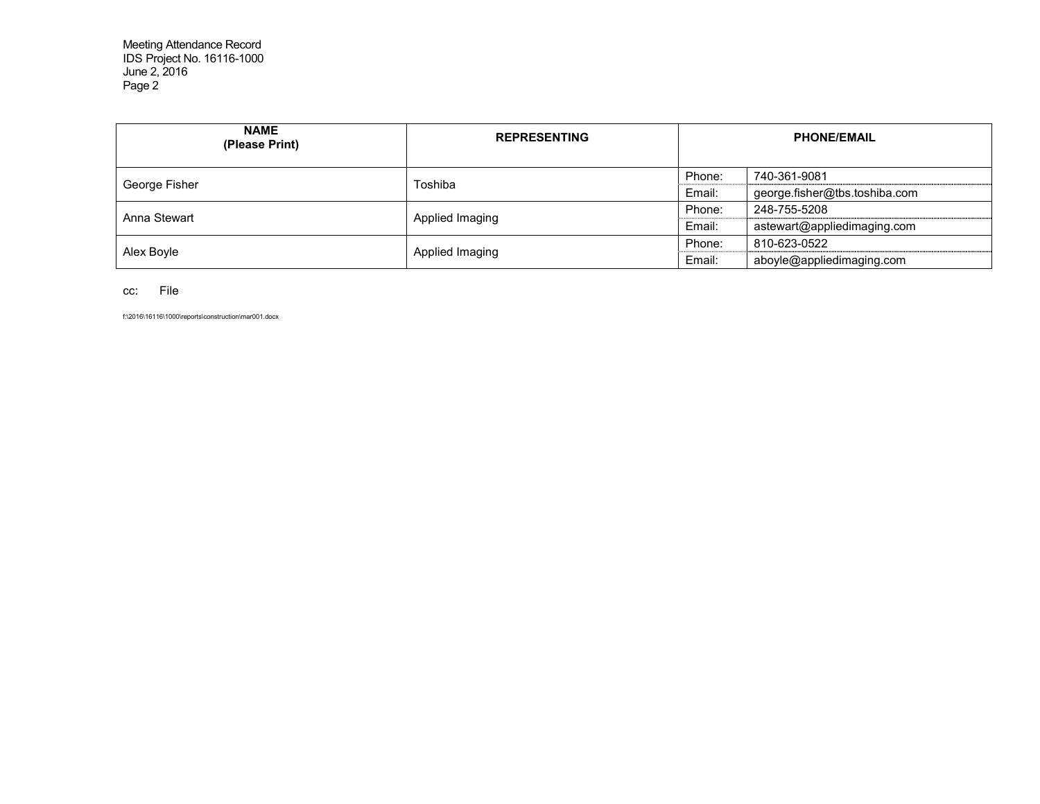| NAME (Please Print) | REPRESENTING | PHONE/EMAIL | |
|---|---|---|---|
| George Fisher | Toshiba | Phone: | 740-361-9081 |
| | | Email: | george.fisher@tbs.toshiba.com |
| Anna Stewart | Applied Imaging | Phone: | 248-755-5208 |
| | | Email: | astewart@appliedimaging.com |
| Alex Boyle | Applied Imaging | Phone: | 810-623-0522 |
| | | Email: | aboyle@appliedimaging.com |

cc: File

f:\2016\16116\1000\reports\construction\mar001.docx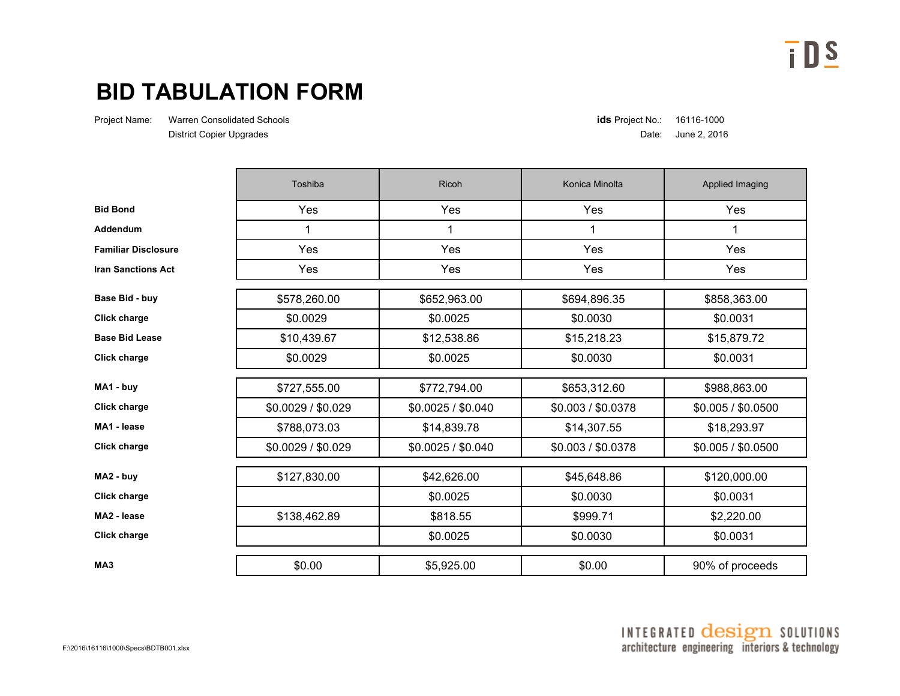# BID TABULATION FORM

Project Name: Warren Consolidated Schools
District Copier Upgrades

**ids** Project No.: 16116-1000
Date: June 2, 2016

| | Toshiba | Ricoh | Konica Minolta | Applied Imaging |
|---|---|---|---|---|
| **Bid Bond** | Yes | Yes | Yes | Yes |
| **Addendum** | 1 | 1 | 1 | 1 |
| **Familiar Disclosure** | Yes | Yes | Yes | Yes |
| **Iran Sanctions Act** | Yes | Yes | Yes | Yes |
| **Base Bid - buy** | $578,260.00 | $652,963.00 | $694,896.35 | $858,363.00 |
| **Click charge** | $0.0029 | $0.0025 | $0.0030 | $0.0031 |
| **Base Bid Lease** | $10,439.67 | $12,538.86 | $15,218.23 | $15,879.72 |
| **Click charge** | $0.0029 | $0.0025 | $0.0030 | $0.0031 |
| **MA1 - buy** | $727,555.00 | $772,794.00 | $653,312.60 | $988,863.00 |
| **Click charge** | $0.0029 / $0.029 | $0.0025 / $0.040 | $0.003 / $0.0378 | $0.005 / $0.0500 |
| **MA1 - lease** | $788,073.03 | $14,839.78 | $14,307.55 | $18,293.97 |
| **Click charge** | $0.0029 / $0.029 | $0.0025 / $0.040 | $0.003 / $0.0378 | $0.005 / $0.0500 |
| **MA2 - buy** | $127,830.00 | $42,626.00 | $45,648.86 | $120,000.00 |
| **Click charge** | | $0.0025 | $0.0030 | $0.0031 |
| **MA2 - lease** | $138,462.89 | $818.55 | $999.71 | $2,220.00 |
| **Click charge** | | $0.0025 | $0.0030 | $0.0031 |
| **MA3** | $0.00 | $5,925.00 | $0.00 | 90% of proceeds |

F:\2016\16116\1000\Specs\BDTB001.xlsx